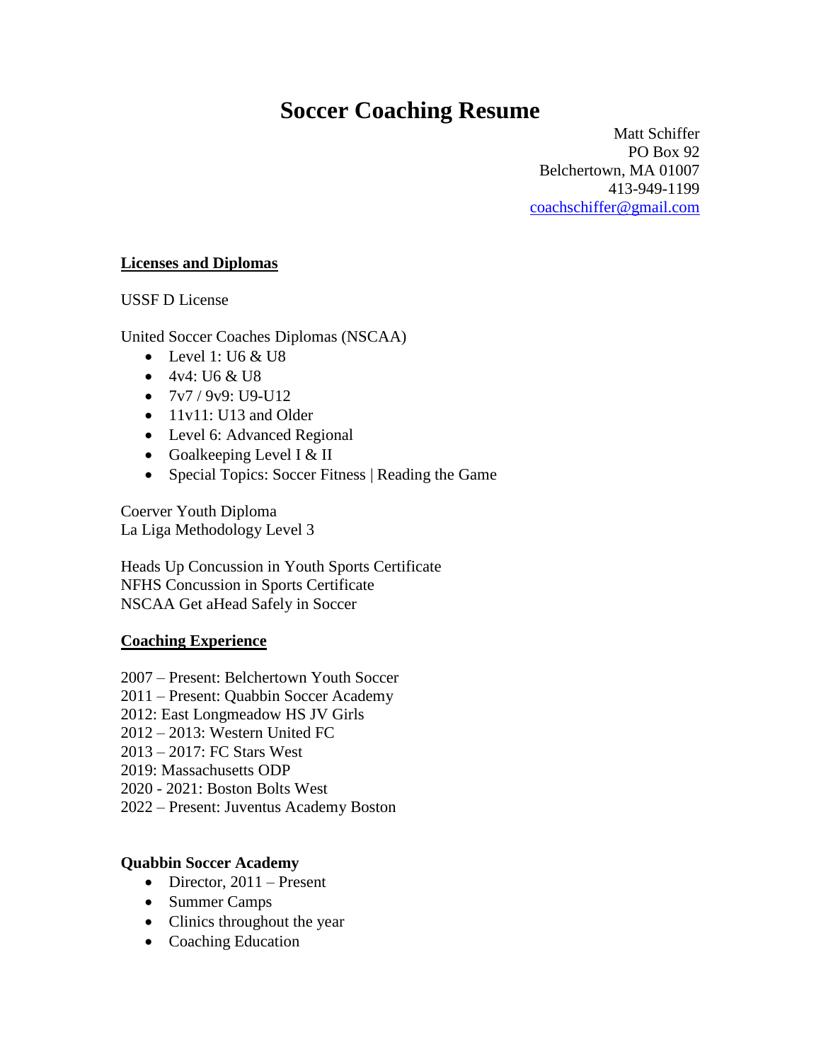# Soccer Coaching Resume

Matt Schiffer
PO Box 92
Belchertown, MA 01007
413-949-1199
coachschiffer@gmail.com

## Licenses and Diplomas

USSF D License

United Soccer Coaches Diplomas (NSCAA)

- Level 1: U6 & U8
- 4v4: U6 & U8
- 7v7 / 9v9: U9-U12
- 11v11: U13 and Older
- Level 6: Advanced Regional
- Goalkeeping Level I & II
- Special Topics: Soccer Fitness | Reading the Game

Coerver Youth Diploma
La Liga Methodology Level 3

Heads Up Concussion in Youth Sports Certificate
NFHS Concussion in Sports Certificate
NSCAA Get aHead Safely in Soccer

## Coaching Experience

2007 – Present: Belchertown Youth Soccer
2011 – Present: Quabbin Soccer Academy
2012: East Longmeadow HS JV Girls
2012 – 2013: Western United FC
2013 – 2017: FC Stars West
2019: Massachusetts ODP
2020 - 2021: Boston Bolts West
2022 – Present: Juventus Academy Boston

### Quabbin Soccer Academy

- Director, 2011 – Present
- Summer Camps
- Clinics throughout the year
- Coaching Education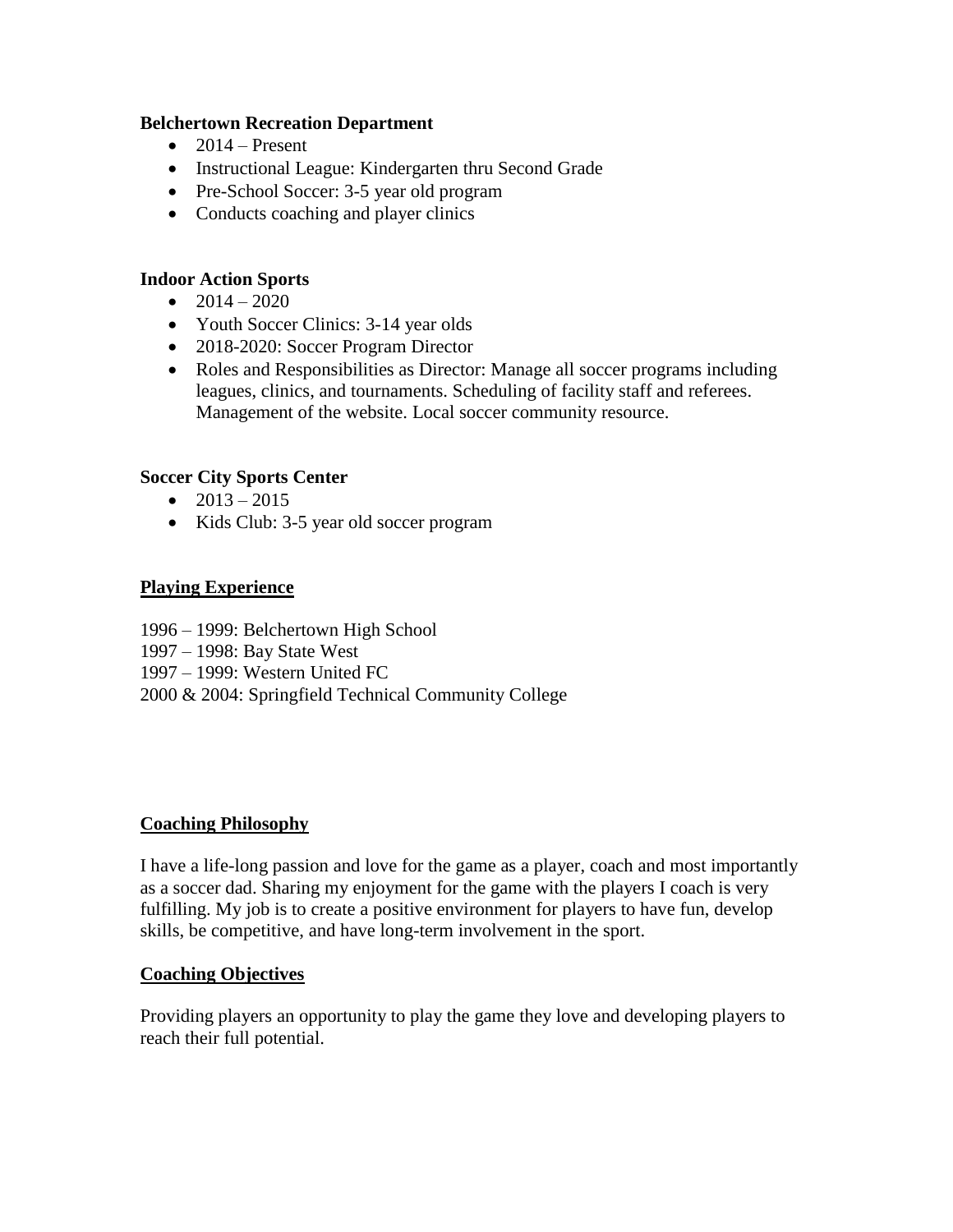**Belchertown Recreation Department**

- 2014 – Present
- Instructional League: Kindergarten thru Second Grade
- Pre-School Soccer: 3-5 year old program
- Conducts coaching and player clinics

**Indoor Action Sports**

- 2014 – 2020
- Youth Soccer Clinics: 3-14 year olds
- 2018-2020: Soccer Program Director
- Roles and Responsibilities as Director: Manage all soccer programs including leagues, clinics, and tournaments. Scheduling of facility staff and referees. Management of the website. Local soccer community resource.

**Soccer City Sports Center**

- 2013 – 2015
- Kids Club: 3-5 year old soccer program

## Playing Experience

1996 – 1999: Belchertown High School
1997 – 1998: Bay State West
1997 – 1999: Western United FC
2000 & 2004: Springfield Technical Community College

## Coaching Philosophy

I have a life-long passion and love for the game as a player, coach and most importantly as a soccer dad. Sharing my enjoyment for the game with the players I coach is very fulfilling. My job is to create a positive environment for players to have fun, develop skills, be competitive, and have long-term involvement in the sport.

## Coaching Objectives

Providing players an opportunity to play the game they love and developing players to reach their full potential.